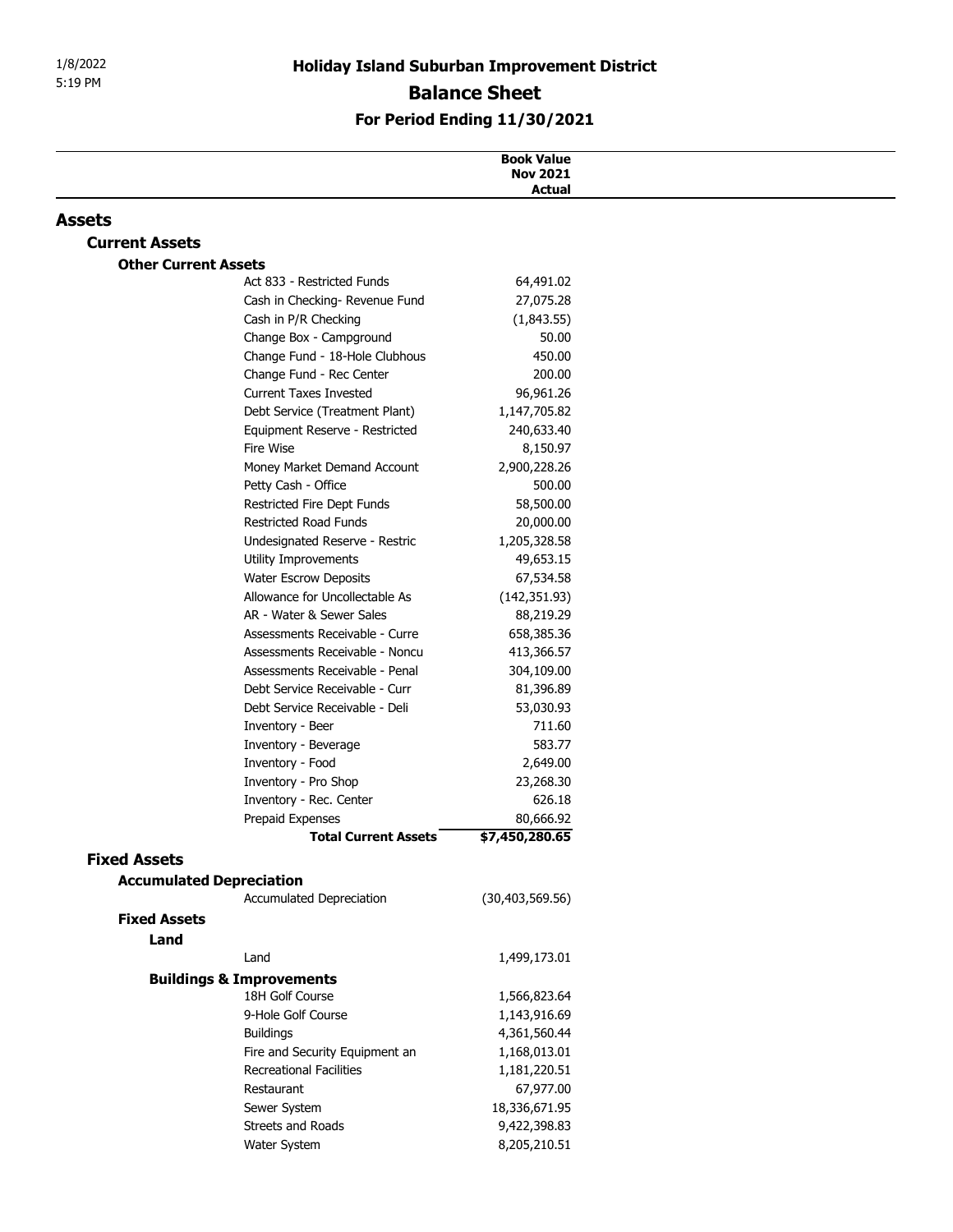1/8/2022
5:19 PM

# Holiday Island Suburban Improvement District

## Balance Sheet

### For Period Ending 11/30/2021

| | Book Value Nov 2021 Actual |
|---|---|
| **Assets** | |
| **Current Assets** | |
| **Other Current Assets** | |
| Act 833 - Restricted Funds | 64,491.02 |
| Cash in Checking- Revenue Fund | 27,075.28 |
| Cash in P/R Checking | (1,843.55) |
| Change Box - Campground | 50.00 |
| Change Fund - 18-Hole Clubhous | 450.00 |
| Change Fund - Rec Center | 200.00 |
| Current Taxes Invested | 96,961.26 |
| Debt Service (Treatment Plant) | 1,147,705.82 |
| Equipment Reserve - Restricted | 240,633.40 |
| Fire Wise | 8,150.97 |
| Money Market Demand Account | 2,900,228.26 |
| Petty Cash - Office | 500.00 |
| Restricted Fire Dept Funds | 58,500.00 |
| Restricted Road Funds | 20,000.00 |
| Undesignated Reserve - Restric | 1,205,328.58 |
| Utility Improvements | 49,653.15 |
| Water Escrow Deposits | 67,534.58 |
| Allowance for Uncollectable As | (142,351.93) |
| AR - Water & Sewer Sales | 88,219.29 |
| Assessments Receivable - Curre | 658,385.36 |
| Assessments Receivable - Noncu | 413,366.57 |
| Assessments Receivable - Penal | 304,109.00 |
| Debt Service Receivable - Curr | 81,396.89 |
| Debt Service Receivable - Deli | 53,030.93 |
| Inventory - Beer | 711.60 |
| Inventory - Beverage | 583.77 |
| Inventory - Food | 2,649.00 |
| Inventory - Pro Shop | 23,268.30 |
| Inventory - Rec. Center | 626.18 |
| Prepaid Expenses | 80,666.92 |
| **Total Current Assets** | **$7,450,280.65** |
| **Fixed Assets** | |
| **Accumulated Depreciation** | |
| Accumulated Depreciation | (30,403,569.56) |
| **Fixed Assets** | |
| **Land** | |
| Land | 1,499,173.01 |
| **Buildings & Improvements** | |
| 18H Golf Course | 1,566,823.64 |
| 9-Hole Golf Course | 1,143,916.69 |
| Buildings | 4,361,560.44 |
| Fire and Security Equipment an | 1,168,013.01 |
| Recreational Facilities | 1,181,220.51 |
| Restaurant | 67,977.00 |
| Sewer System | 18,336,671.95 |
| Streets and Roads | 9,422,398.83 |
| Water System | 8,205,210.51 |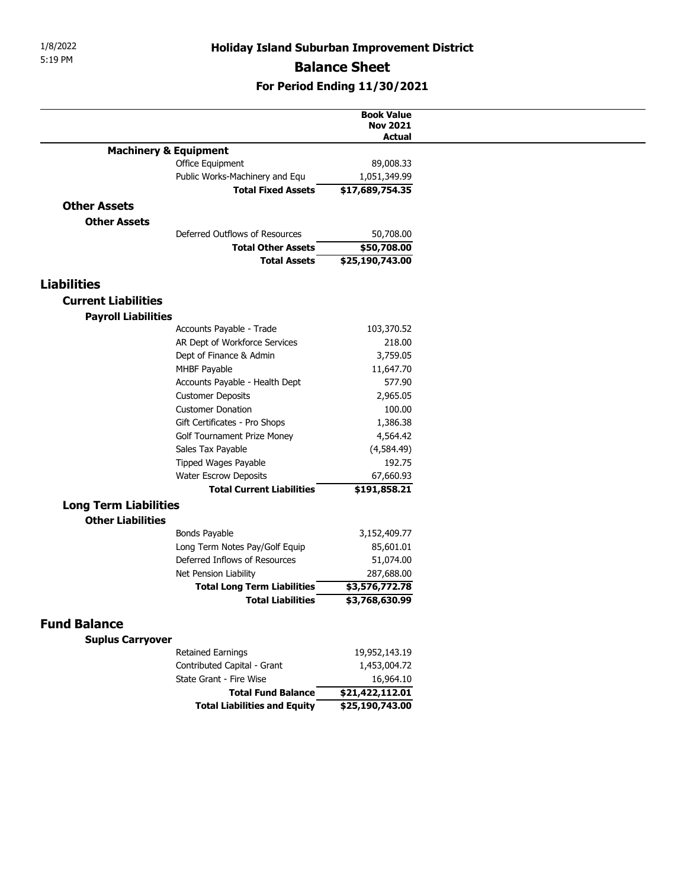1/8/2022
5:19 PM

# Holiday Island Suburban Improvement District

## Balance Sheet

### For Period Ending 11/30/2021

| | | Book Value Nov 2021 Actual |
|---|---|---|
| **Machinery & Equipment** | | |
| | Office Equipment | 89,008.33 |
| | Public Works-Machinery and Equ | 1,051,349.99 |
| | **Total Fixed Assets** | **$17,689,754.35** |
| **Other Assets** | | |
| **Other Assets** | | |
| | Deferred Outflows of Resources | 50,708.00 |
| | **Total Other Assets** | **$50,708.00** |
| | **Total Assets** | **$25,190,743.00** |
| **Liabilities** | | |
| **Current Liabilities** | | |
| **Payroll Liabilities** | | |
| | Accounts Payable - Trade | 103,370.52 |
| | AR Dept of Workforce Services | 218.00 |
| | Dept of Finance & Admin | 3,759.05 |
| | MHBF Payable | 11,647.70 |
| | Accounts Payable - Health Dept | 577.90 |
| | Customer Deposits | 2,965.05 |
| | Customer Donation | 100.00 |
| | Gift Certificates - Pro Shops | 1,386.38 |
| | Golf Tournament Prize Money | 4,564.42 |
| | Sales Tax Payable | (4,584.49) |
| | Tipped Wages Payable | 192.75 |
| | Water Escrow Deposits | 67,660.93 |
| | **Total Current Liabilities** | **$191,858.21** |
| **Long Term Liabilities** | | |
| **Other Liabilities** | | |
| | Bonds Payable | 3,152,409.77 |
| | Long Term Notes Pay/Golf Equip | 85,601.01 |
| | Deferred Inflows of Resources | 51,074.00 |
| | Net Pension Liability | 287,688.00 |
| | **Total Long Term Liabilities** | **$3,576,772.78** |
| | **Total Liabilities** | **$3,768,630.99** |
| **Fund Balance** | | |
| **Suplus Carryover** | | |
| | Retained Earnings | 19,952,143.19 |
| | Contributed Capital - Grant | 1,453,004.72 |
| | State Grant - Fire Wise | 16,964.10 |
| | **Total Fund Balance** | **$21,422,112.01** |
| | **Total Liabilities and Equity** | **$25,190,743.00** |